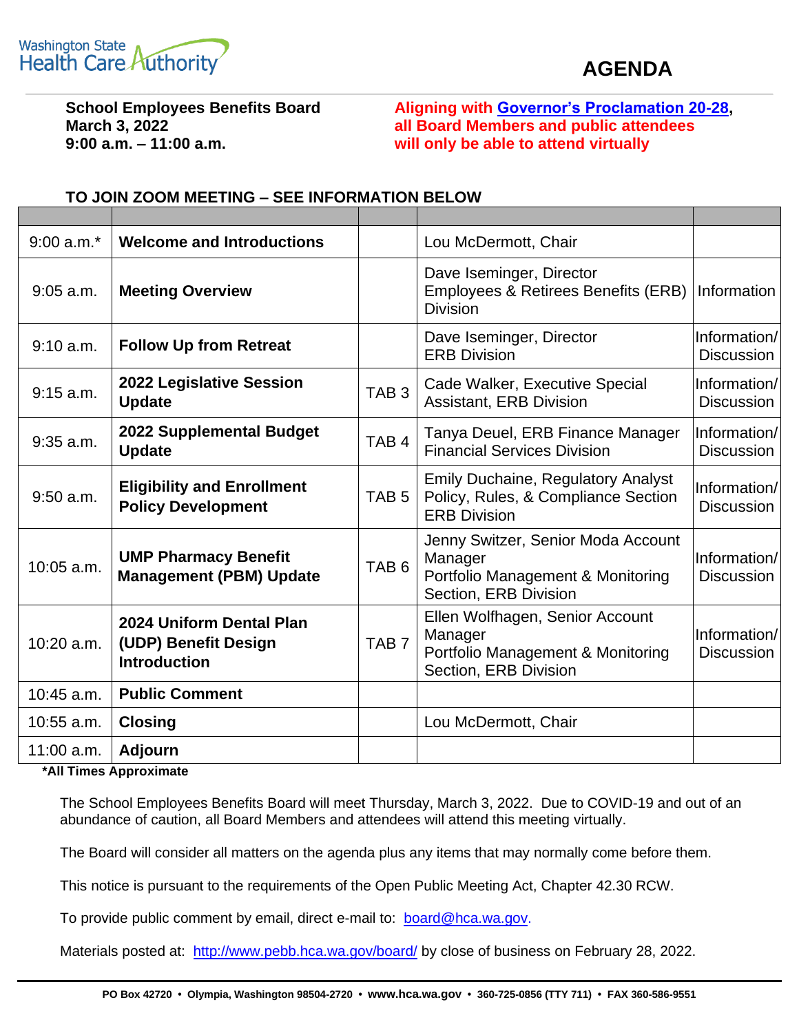Washington State Health Care Authority

# AGENDA

**School Employees Benefits Board**
**March 3, 2022**
**9:00 a.m. – 11:00 a.m.**

**Aligning with Governor's Proclamation 20-28, all Board Members and public attendees will only be able to attend virtually**

**TO JOIN ZOOM MEETING – SEE INFORMATION BELOW**

| | | | | |
|---|---|---|---|---|
| 9:00 a.m.* | **Welcome and Introductions** | | Lou McDermott, Chair | |
| 9:05 a.m. | **Meeting Overview** | | Dave Iseminger, Director<br>Employees & Retirees Benefits (ERB) Division | Information |
| 9:10 a.m. | **Follow Up from Retreat** | | Dave Iseminger, Director<br>ERB Division | Information/ Discussion |
| 9:15 a.m. | **2022 Legislative Session Update** | TAB 3 | Cade Walker, Executive Special Assistant, ERB Division | Information/ Discussion |
| 9:35 a.m. | **2022 Supplemental Budget Update** | TAB 4 | Tanya Deuel, ERB Finance Manager<br>Financial Services Division | Information/ Discussion |
| 9:50 a.m. | **Eligibility and Enrollment Policy Development** | TAB 5 | Emily Duchaine, Regulatory Analyst<br>Policy, Rules, & Compliance Section<br>ERB Division | Information/ Discussion |
| 10:05 a.m. | **UMP Pharmacy Benefit Management (PBM) Update** | TAB 6 | Jenny Switzer, Senior Moda Account Manager<br>Portfolio Management & Monitoring Section, ERB Division | Information/ Discussion |
| 10:20 a.m. | **2024 Uniform Dental Plan (UDP) Benefit Design Introduction** | TAB 7 | Ellen Wolfhagen, Senior Account Manager<br>Portfolio Management & Monitoring Section, ERB Division | Information/ Discussion |
| 10:45 a.m. | **Public Comment** | | | |
| 10:55 a.m. | **Closing** | | Lou McDermott, Chair | |
| 11:00 a.m. | **Adjourn** | | | |

***All Times Approximate**

The School Employees Benefits Board will meet Thursday, March 3, 2022. Due to COVID-19 and out of an abundance of caution, all Board Members and attendees will attend this meeting virtually.

The Board will consider all matters on the agenda plus any items that may normally come before them.

This notice is pursuant to the requirements of the Open Public Meeting Act, Chapter 42.30 RCW.

To provide public comment by email, direct e-mail to: board@hca.wa.gov.

Materials posted at: http://www.pebb.hca.wa.gov/board/ by close of business on February 28, 2022.

PO Box 42720 • Olympia, Washington 98504-2720 • www.hca.wa.gov • 360-725-0856 (TTY 711) • FAX 360-586-9551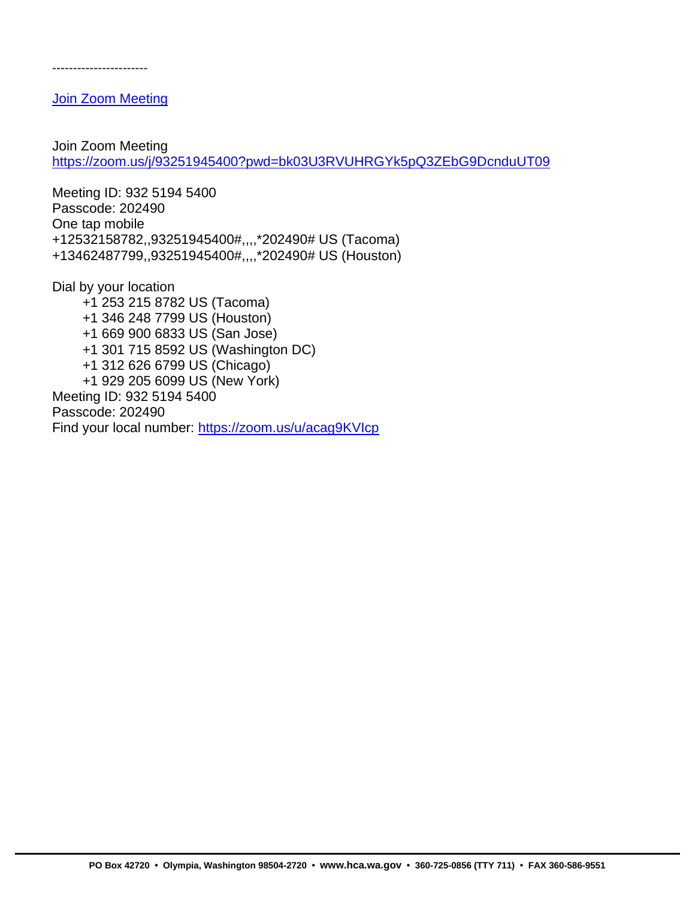----------------------

[Join Zoom Meeting](https://zoom.us/j/93251945400?pwd=bk03U3RVUHRGYk5pQ3ZEbG9DcnduUT09)

Join Zoom Meeting
https://zoom.us/j/93251945400?pwd=bk03U3RVUHRGYk5pQ3ZEbG9DcnduUT09

Meeting ID: 932 5194 5400
Passcode: 202490
One tap mobile
+12532158782,,93251945400#,,,,*202490# US (Tacoma)
+13462487799,,93251945400#,,,,*202490# US (Houston)

Dial by your location
- +1 253 215 8782 US (Tacoma)
- +1 346 248 7799 US (Houston)
- +1 669 900 6833 US (San Jose)
- +1 301 715 8592 US (Washington DC)
- +1 312 626 6799 US (Chicago)
- +1 929 205 6099 US (New York)

Meeting ID: 932 5194 5400
Passcode: 202490
Find your local number: https://zoom.us/u/acag9KVIcp